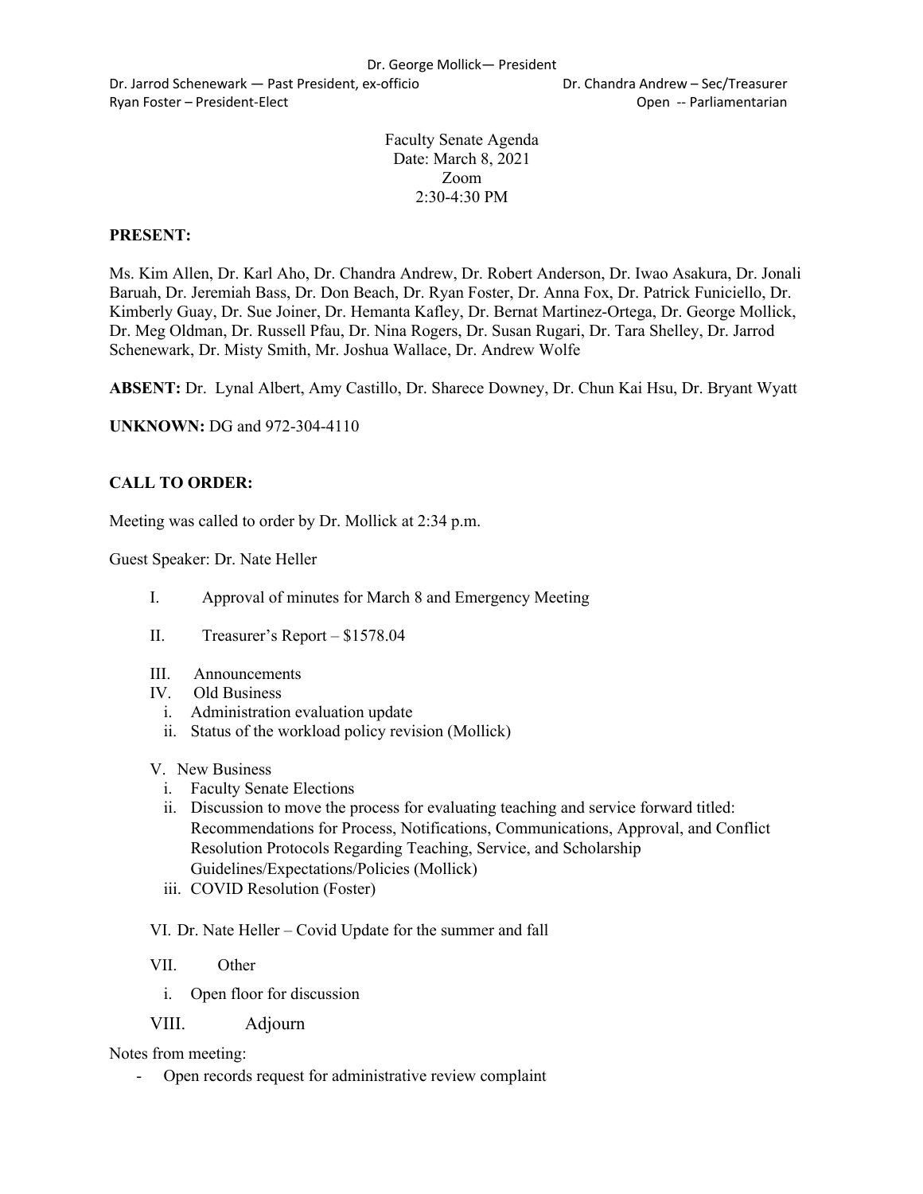Dr. George Mollick— President

Dr. Jarrod Schenewark — Past President, ex-officio

Dr. Chandra Andrew – Sec/Treasurer

Ryan Foster – President-Elect

Open -- Parliamentarian

Faculty Senate Agenda
Date: March 8, 2021
Zoom
2:30-4:30 PM

**PRESENT:**

Ms. Kim Allen, Dr. Karl Aho, Dr. Chandra Andrew, Dr. Robert Anderson, Dr. Iwao Asakura, Dr. Jonali Baruah, Dr. Jeremiah Bass, Dr. Don Beach, Dr. Ryan Foster, Dr. Anna Fox, Dr. Patrick Funiciello, Dr. Kimberly Guay, Dr. Sue Joiner, Dr. Hemanta Kafley, Dr. Bernat Martinez-Ortega, Dr. George Mollick, Dr. Meg Oldman, Dr. Russell Pfau, Dr. Nina Rogers, Dr. Susan Rugari, Dr. Tara Shelley, Dr. Jarrod Schenewark, Dr. Misty Smith, Mr. Joshua Wallace, Dr. Andrew Wolfe

**ABSENT:** Dr. Lynal Albert, Amy Castillo, Dr. Sharece Downey, Dr. Chun Kai Hsu, Dr. Bryant Wyatt

**UNKNOWN:** DG and 972-304-4110

**CALL TO ORDER:**

Meeting was called to order by Dr. Mollick at 2:34 p.m.

Guest Speaker: Dr. Nate Heller

I. Approval of minutes for March 8 and Emergency Meeting

II. Treasurer's Report – $1578.04

III. Announcements

IV. Old Business
   i. Administration evaluation update
   ii. Status of the workload policy revision (Mollick)

V. New Business
   i. Faculty Senate Elections
   ii. Discussion to move the process for evaluating teaching and service forward titled: Recommendations for Process, Notifications, Communications, Approval, and Conflict Resolution Protocols Regarding Teaching, Service, and Scholarship Guidelines/Expectations/Policies (Mollick)
   iii. COVID Resolution (Foster)

VI. Dr. Nate Heller – Covid Update for the summer and fall

VII. Other
   i. Open floor for discussion

VIII. Adjourn

Notes from meeting:

- Open records request for administrative review complaint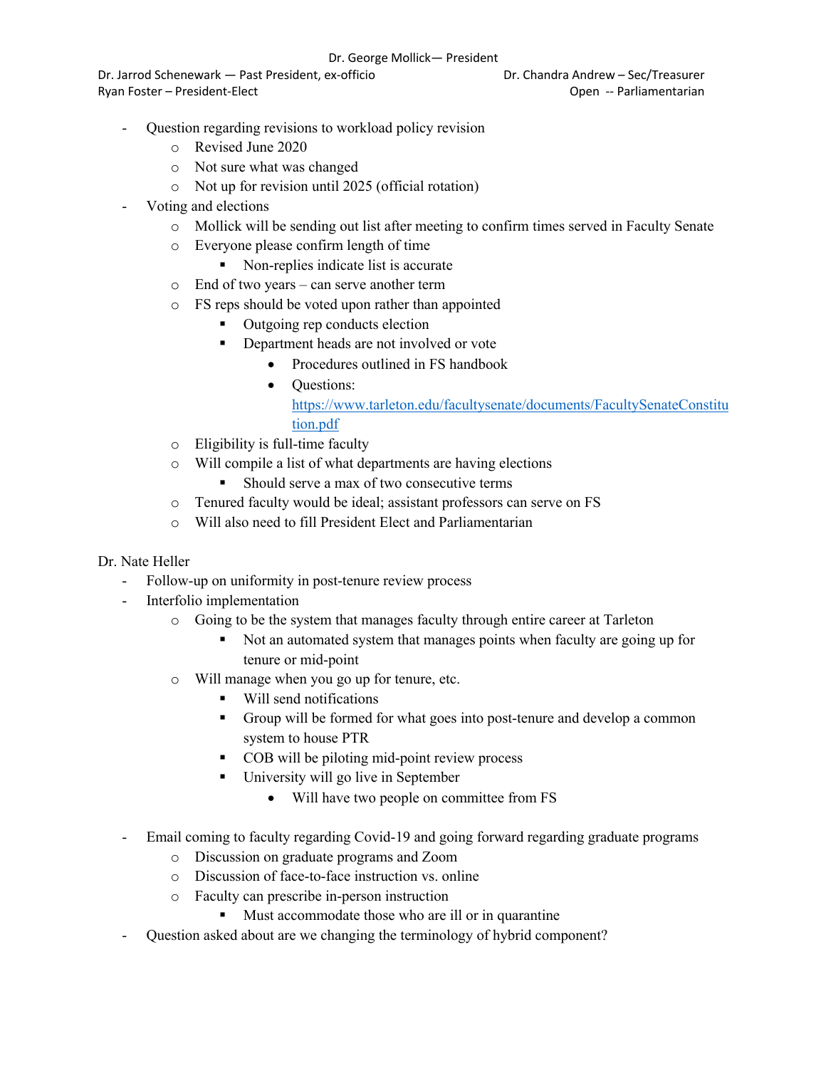- Question regarding revisions to workload policy revision
  - Revised June 2020
  - Not sure what was changed
  - Not up for revision until 2025 (official rotation)
- Voting and elections
  - Mollick will be sending out list after meeting to confirm times served in Faculty Senate
  - Everyone please confirm length of time
    - Non-replies indicate list is accurate
  - End of two years – can serve another term
  - FS reps should be voted upon rather than appointed
    - Outgoing rep conducts election
    - Department heads are not involved or vote
      - Procedures outlined in FS handbook
      - Questions: https://www.tarleton.edu/facultysenate/documents/FacultySenateConstitution.pdf
  - Eligibility is full-time faculty
  - Will compile a list of what departments are having elections
    - Should serve a max of two consecutive terms
  - Tenured faculty would be ideal; assistant professors can serve on FS
  - Will also need to fill President Elect and Parliamentarian

Dr. Nate Heller

- Follow-up on uniformity in post-tenure review process
- Interfolio implementation
  - Going to be the system that manages faculty through entire career at Tarleton
    - Not an automated system that manages points when faculty are going up for tenure or mid-point
  - Will manage when you go up for tenure, etc.
    - Will send notifications
    - Group will be formed for what goes into post-tenure and develop a common system to house PTR
    - COB will be piloting mid-point review process
    - University will go live in September
      - Will have two people on committee from FS
- Email coming to faculty regarding Covid-19 and going forward regarding graduate programs
  - Discussion on graduate programs and Zoom
  - Discussion of face-to-face instruction vs. online
  - Faculty can prescribe in-person instruction
    - Must accommodate those who are ill or in quarantine
- Question asked about are we changing the terminology of hybrid component?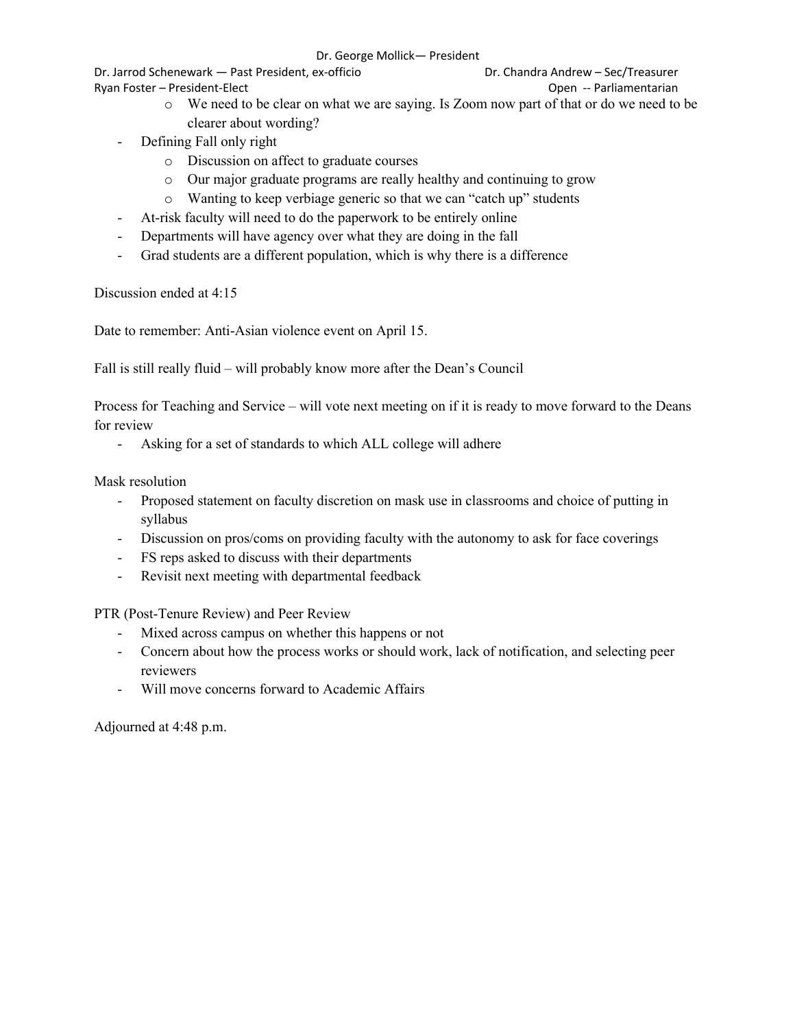- We need to be clear on what we are saying. Is Zoom now part of that or do we need to be clearer about wording?
- Defining Fall only right
  - Discussion on affect to graduate courses
  - Our major graduate programs are really healthy and continuing to grow
  - Wanting to keep verbiage generic so that we can "catch up" students
- At-risk faculty will need to do the paperwork to be entirely online
- Departments will have agency over what they are doing in the fall
- Grad students are a different population, which is why there is a difference

Discussion ended at 4:15

Date to remember: Anti-Asian violence event on April 15.

Fall is still really fluid – will probably know more after the Dean's Council

Process for Teaching and Service – will vote next meeting on if it is ready to move forward to the Deans for review

- Asking for a set of standards to which ALL college will adhere

Mask resolution

- Proposed statement on faculty discretion on mask use in classrooms and choice of putting in syllabus
- Discussion on pros/coms on providing faculty with the autonomy to ask for face coverings
- FS reps asked to discuss with their departments
- Revisit next meeting with departmental feedback

PTR (Post-Tenure Review) and Peer Review

- Mixed across campus on whether this happens or not
- Concern about how the process works or should work, lack of notification, and selecting peer reviewers
- Will move concerns forward to Academic Affairs

Adjourned at 4:48 p.m.